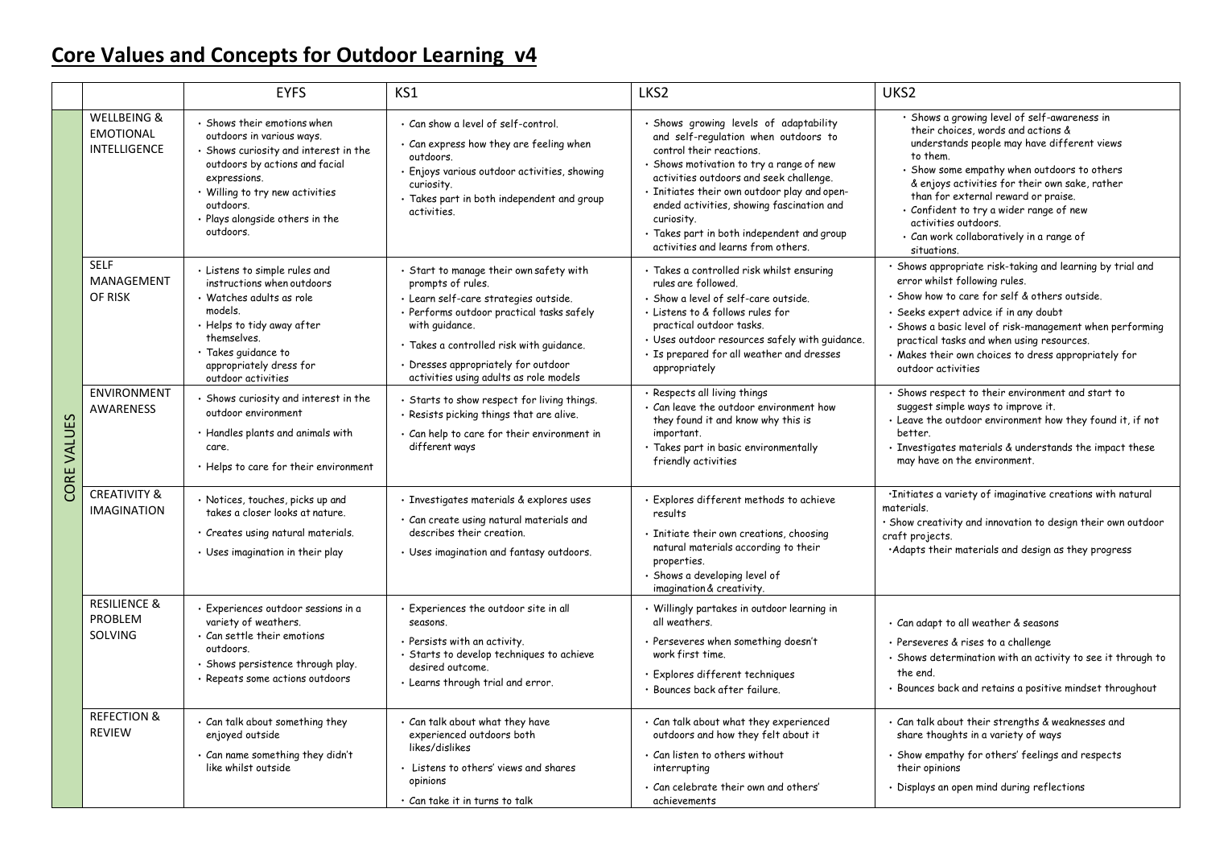# Core Values and Concepts for Outdoor Learning v4

| | | EYFS | KS1 | LKS2 | UKS2 |
|---|---|---|---|---|---|
| CORE VALUES | WELLBEING & EMOTIONAL INTELLIGENCE | • Shows their emotions when outdoors in various ways.<br>• Shows curiosity and interest in the outdoors by actions and facial expressions.<br>• Willing to try new activities outdoors.<br>• Plays alongside others in the outdoors. | • Can show a level of self-control.<br>• Can express how they are feeling when outdoors.<br>• Enjoys various outdoor activities, showing curiosity.<br>• Takes part in both independent and group activities. | • Shows growing levels of adaptability and self-regulation when outdoors to control their reactions.<br>• Shows motivation to try a range of new activities outdoors and seek challenge.<br>• Initiates their own outdoor play and open-ended activities, showing fascination and curiosity.<br>• Takes part in both independent and group activities and learns from others. | • Shows a growing level of self-awareness in their choices, words and actions & understands people may have different views to them.<br>• Show some empathy when outdoors to others & enjoys activities for their own sake, rather than for external reward or praise.<br>• Confident to try a wider range of new activities outdoors.<br>• Can work collaboratively in a range of situations. |
| | SELF MANAGEMENT OF RISK | • Listens to simple rules and instructions when outdoors<br>• Watches adults as role models.<br>• Helps to tidy away after themselves.<br>• Takes guidance to appropriately dress for outdoor activities | • Start to manage their own safety with prompts of rules.<br>• Learn self-care strategies outside.<br>• Performs outdoor practical tasks safely with guidance.<br>• Takes a controlled risk with guidance.<br>• Dresses appropriately for outdoor activities using adults as role models | • Takes a controlled risk whilst ensuring rules are followed.<br>• Show a level of self-care outside.<br>• Listens to & follows rules for practical outdoor tasks.<br>• Uses outdoor resources safely with guidance.<br>• Is prepared for all weather and dresses appropriately | • Shows appropriate risk-taking and learning by trial and error whilst following rules.<br>• Show how to care for self & others outside.<br>• Seeks expert advice if in any doubt<br>• Shows a basic level of risk-management when performing practical tasks and when using resources.<br>• Makes their own choices to dress appropriately for outdoor activities |
| | ENVIRONMENT AWARENESS | • Shows curiosity and interest in the outdoor environment<br>• Handles plants and animals with care.<br>• Helps to care for their environment | • Starts to show respect for living things.<br>• Resists picking things that are alive.<br>• Can help to care for their environment in different ways | • Respects all living things<br>• Can leave the outdoor environment how they found it and know why this is important.<br>• Takes part in basic environmentally friendly activities | • Shows respect to their environment and start to suggest simple ways to improve it.<br>• Leave the outdoor environment how they found it, if not better.<br>• Investigates materials & understands the impact these may have on the environment. |
| | CREATIVITY & IMAGINATION | • Notices, touches, picks up and takes a closer looks at nature.<br>• Creates using natural materials.<br>• Uses imagination in their play | • Investigates materials & explores uses<br>• Can create using natural materials and describes their creation.<br>• Uses imagination and fantasy outdoors. | • Explores different methods to achieve results<br>• Initiate their own creations, choosing natural materials according to their properties.<br>• Shows a developing level of imagination & creativity. | •Initiates a variety of imaginative creations with natural materials.<br>• Show creativity and innovation to design their own outdoor craft projects.<br>•Adapts their materials and design as they progress |
| | RESILIENCE & PROBLEM SOLVING | • Experiences outdoor sessions in a variety of weathers.<br>• Can settle their emotions outdoors.<br>• Shows persistence through play.<br>• Repeats some actions outdoors | • Experiences the outdoor site in all seasons.<br>• Persists with an activity.<br>• Starts to develop techniques to achieve desired outcome.<br>• Learns through trial and error. | • Willingly partakes in outdoor learning in all weathers.<br>• Perseveres when something doesn't work first time.<br>• Explores different techniques<br>• Bounces back after failure. | • Can adapt to all weather & seasons<br>• Perseveres & rises to a challenge<br>• Shows determination with an activity to see it through to the end.<br>• Bounces back and retains a positive mindset throughout |
| | REFECTION & REVIEW | • Can talk about something they enjoyed outside<br>• Can name something they didn't like whilst outside | • Can talk about what they have experienced outdoors both likes/dislikes<br>• Listens to others' views and shares opinions<br>• Can take it in turns to talk | • Can talk about what they experienced outdoors and how they felt about it<br>• Can listen to others without interrupting<br>• Can celebrate their own and others' achievements | • Can talk about their strengths & weaknesses and share thoughts in a variety of ways<br>• Show empathy for others' feelings and respects their opinions<br>• Displays an open mind during reflections |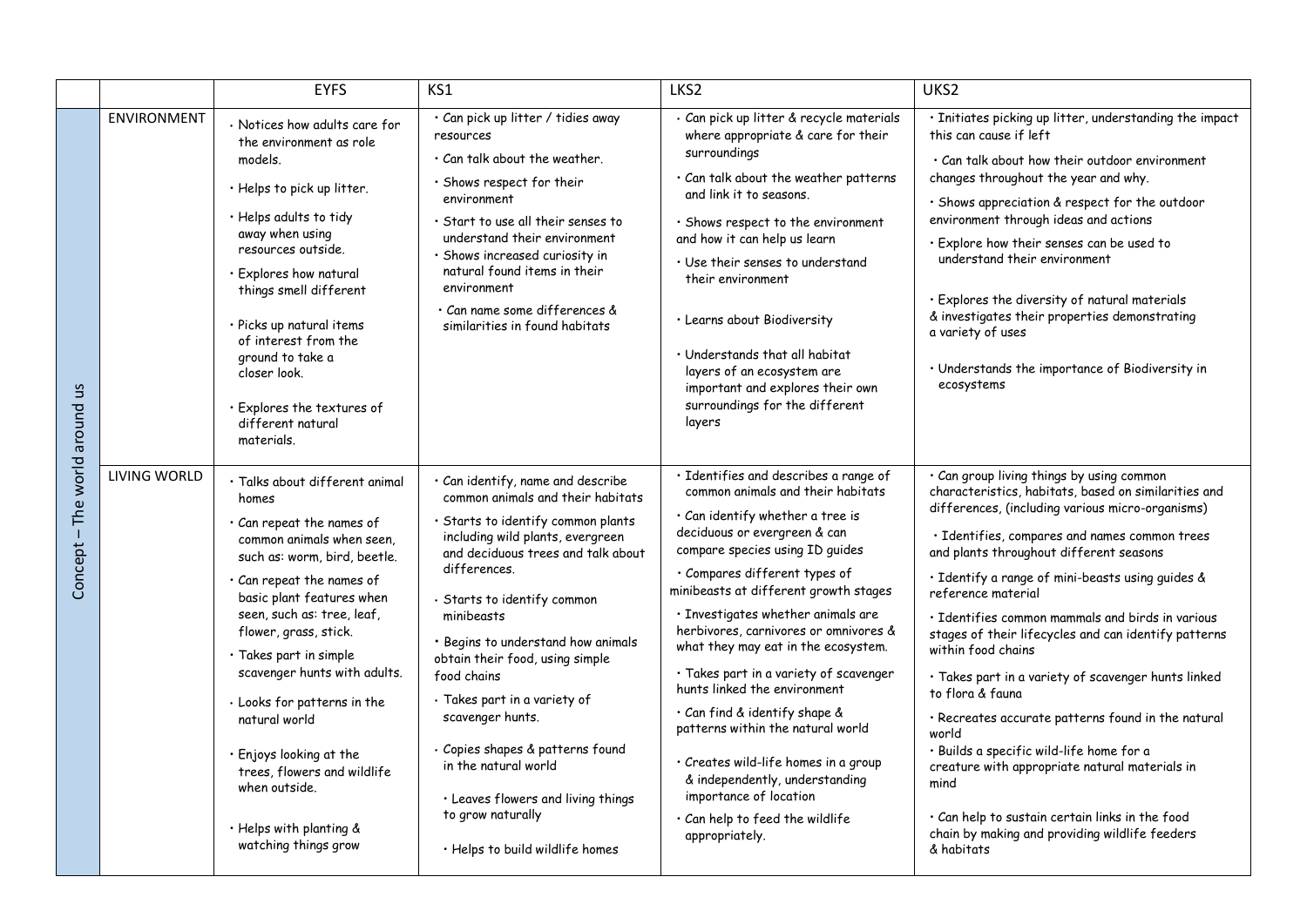| | | EYFS | KS1 | LKS2 | UKS2 |
|---|---|---|---|---|---|
| Concept – The world around us | ENVIRONMENT | • Notices how adults care for the environment as role models.<br>• Helps to pick up litter.<br>• Helps adults to tidy away when using resources outside.<br>• Explores how natural things smell different<br>• Picks up natural items of interest from the ground to take a closer look.<br>• Explores the textures of different natural materials. | • Can pick up litter / tidies away resources<br>• Can talk about the weather.<br>• Shows respect for their environment<br>• Start to use all their senses to understand their environment<br>• Shows increased curiosity in natural found items in their environment<br>• Can name some differences & similarities in found habitats | • Can pick up litter & recycle materials where appropriate & care for their surroundings<br>• Can talk about the weather patterns and link it to seasons.<br>• Shows respect to the environment and how it can help us learn<br>• Use their senses to understand their environment<br>• Learns about Biodiversity<br>• Understands that all habitat layers of an ecosystem are important and explores their own surroundings for the different layers | • Initiates picking up litter, understanding the impact this can cause if left<br>• Can talk about how their outdoor environment changes throughout the year and why.<br>• Shows appreciation & respect for the outdoor environment through ideas and actions<br>• Explore how their senses can be used to understand their environment<br>• Explores the diversity of natural materials & investigates their properties demonstrating a variety of uses<br>• Understands the importance of Biodiversity in ecosystems |
| | LIVING WORLD | • Talks about different animal homes<br>• Can repeat the names of common animals when seen, such as: worm, bird, beetle.<br>• Can repeat the names of basic plant features when seen, such as: tree, leaf, flower, grass, stick.<br>• Takes part in simple scavenger hunts with adults.<br>• Looks for patterns in the natural world<br>• Enjoys looking at the trees, flowers and wildlife when outside.<br>• Helps with planting & watching things grow | • Can identify, name and describe common animals and their habitats<br>• Starts to identify common plants including wild plants, evergreen and deciduous trees and talk about differences.<br>• Starts to identify common minibeasts<br>• Begins to understand how animals obtain their food, using simple food chains<br>• Takes part in a variety of scavenger hunts.<br>• Copies shapes & patterns found in the natural world<br>• Leaves flowers and living things to grow naturally<br>• Helps to build wildlife homes | • Identifies and describes a range of common animals and their habitats<br>• Can identify whether a tree is deciduous or evergreen & can compare species using ID guides<br>• Compares different types of minibeasts at different growth stages<br>• Investigates whether animals are herbivores, carnivores or omnivores & what they may eat in the ecosystem.<br>• Takes part in a variety of scavenger hunts linked the environment<br>• Can find & identify shape & patterns within the natural world<br>• Creates wild-life homes in a group & independently, understanding importance of location<br>• Can help to feed the wildlife appropriately. | • Can group living things by using common characteristics, habitats, based on similarities and differences, (including various micro-organisms)<br>• Identifies, compares and names common trees and plants throughout different seasons<br>• Identify a range of mini-beasts using guides & reference material<br>• Identifies common mammals and birds in various stages of their lifecycles and can identify patterns within food chains<br>• Takes part in a variety of scavenger hunts linked to flora & fauna<br>• Recreates accurate patterns found in the natural world<br>• Builds a specific wild-life home for a creature with appropriate natural materials in mind<br>• Can help to sustain certain links in the food chain by making and providing wildlife feeders & habitats |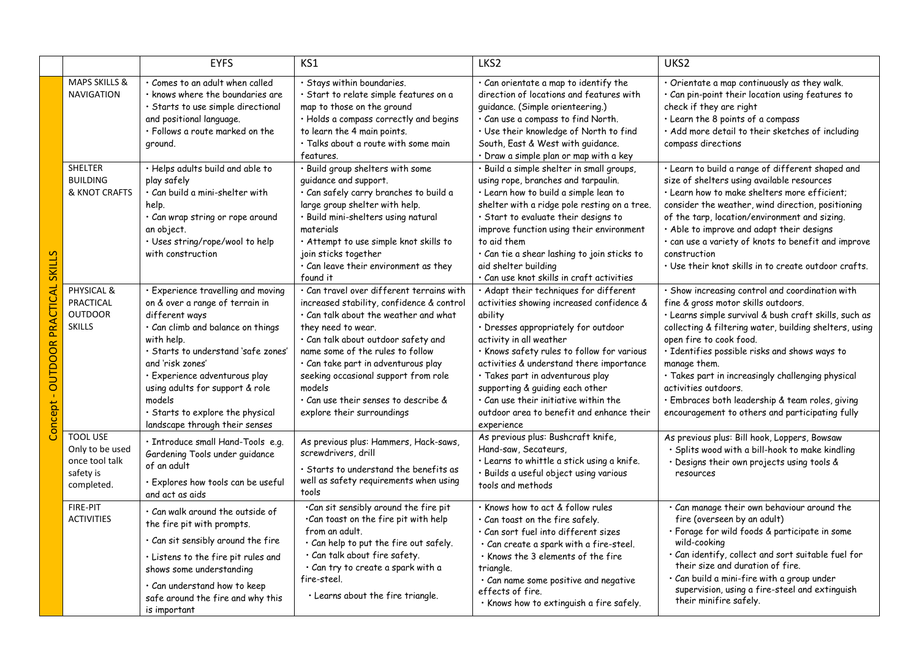| | | EYFS | KS1 | LKS2 | UKS2 |
|---|---|---|---|---|---|
| Concept - OUTDOOR PRACTICAL SKILLS | MAPS SKILLS & NAVIGATION | • Comes to an adult when called<br>• knows where the boundaries are<br>• Starts to use simple directional and positional language.<br>• Follows a route marked on the ground. | • Stays within boundaries.<br>• Start to relate simple features on a map to those on the ground<br>• Holds a compass correctly and begins to learn the 4 main points.<br>• Talks about a route with some main features. | • Can orientate a map to identify the direction of locations and features with guidance. (Simple orienteering.)<br>• Can use a compass to find North.<br>• Use their knowledge of North to find South, East & West with guidance.<br>• Draw a simple plan or map with a key | • Orientate a map continuously as they walk.<br>• Can pin-point their location using features to check if they are right<br>• Learn the 8 points of a compass<br>• Add more detail to their sketches of including compass directions |
| | SHELTER BUILDING & KNOT CRAFTS | • Helps adults build and able to play safely<br>• Can build a mini-shelter with help.<br>• Can wrap string or rope around an object.<br>• Uses string/rope/wool to help with construction | • Build group shelters with some guidance and support.<br>• Can safely carry branches to build a large group shelter with help.<br>• Build mini-shelters using natural materials<br>• Attempt to use simple knot skills to join sticks together<br>• Can leave their environment as they found it | • Build a simple shelter in small groups, using rope, branches and tarpaulin.<br>• Learn how to build a simple lean to shelter with a ridge pole resting on a tree.<br>• Start to evaluate their designs to improve function using their environment to aid them<br>• Can tie a shear lashing to join sticks to aid shelter building<br>• Can use knot skills in craft activities | • Learn to build a range of different shaped and size of shelters using available resources<br>• Learn how to make shelters more efficient; consider the weather, wind direction, positioning of the tarp, location/environment and sizing.<br>• Able to improve and adapt their designs<br>• can use a variety of knots to benefit and improve construction<br>• Use their knot skills in to create outdoor crafts. |
| | PHYSICAL & PRACTICAL OUTDOOR SKILLS | • Experience travelling and moving on & over a range of terrain in different ways<br>• Can climb and balance on things with help.<br>• Starts to understand 'safe zones' and 'risk zones'<br>• Experience adventurous play using adults for support & role models<br>• Starts to explore the physical landscape through their senses | • Can travel over different terrains with increased stability, confidence & control<br>• Can talk about the weather and what they need to wear.<br>• Can talk about outdoor safety and name some of the rules to follow<br>• Can take part in adventurous play seeking occasional support from role models<br>• Can use their senses to describe & explore their surroundings | • Adapt their techniques for different activities showing increased confidence & ability<br>• Dresses appropriately for outdoor activity in all weather<br>• Knows safety rules to follow for various activities & understand there importance<br>• Takes part in adventurous play supporting & guiding each other<br>• Can use their initiative within the outdoor area to benefit and enhance their experience | • Show increasing control and coordination with fine & gross motor skills outdoors.<br>• Learns simple survival & bush craft skills, such as collecting & filtering water, building shelters, using open fire to cook food.<br>• Identifies possible risks and shows ways to manage them.<br>• Takes part in increasingly challenging physical activities outdoors.<br>• Embraces both leadership & team roles, giving encouragement to others and participating fully |
| | TOOL USE Only to be used once tool talk safety is completed. | • Introduce small Hand-Tools e.g. Gardening Tools under guidance of an adult<br>• Explores how tools can be useful and act as aids | As previous plus: Hammers, Hack-saws, screwdrivers, drill<br>• Starts to understand the benefits as well as safety requirements when using tools | As previous plus: Bushcraft knife, Hand-saw, Secateurs,<br>• Learns to whittle a stick using a knife.<br>• Builds a useful object using various tools and methods | As previous plus: Bill hook, Loppers, Bowsaw<br>• Splits wood with a bill-hook to make kindling<br>• Designs their own projects using tools & resources |
| | FIRE-PIT ACTIVITIES | • Can walk around the outside of the fire pit with prompts.<br>• Can sit sensibly around the fire<br>• Listens to the fire pit rules and shows some understanding<br>• Can understand how to keep safe around the fire and why this is important | •Can sit sensibly around the fire pit<br>•Can toast on the fire pit with help from an adult.<br>• Can help to put the fire out safely.<br>• Can talk about fire safety.<br>• Can try to create a spark with a fire-steel.<br>• Learns about the fire triangle. | • Knows how to act & follow rules<br>• Can toast on the fire safely.<br>• Can sort fuel into different sizes<br>• Can create a spark with a fire-steel.<br>• Knows the 3 elements of the fire triangle.<br>• Can name some positive and negative effects of fire.<br>• Knows how to extinguish a fire safely. | • Can manage their own behaviour around the fire (overseen by an adult)<br>• Forage for wild foods & participate in some wild-cooking<br>• Can identify, collect and sort suitable fuel for their size and duration of fire.<br>• Can build a mini-fire with a group under supervision, using a fire-steel and extinguish their minifire safely. |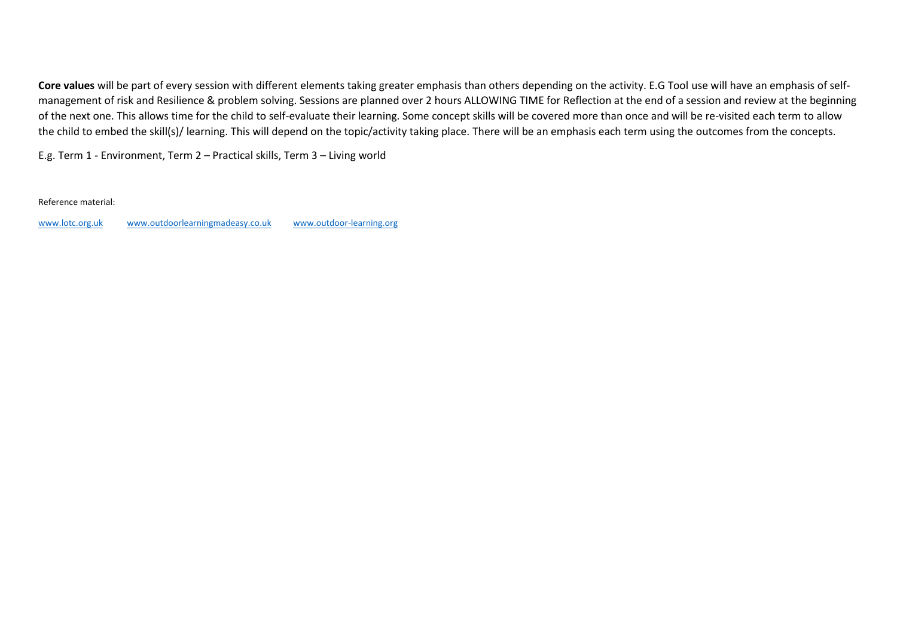**Core values** will be part of every session with different elements taking greater emphasis than others depending on the activity. E.G Tool use will have an emphasis of self-management of risk and Resilience & problem solving. Sessions are planned over 2 hours ALLOWING TIME for Reflection at the end of a session and review at the beginning of the next one. This allows time for the child to self-evaluate their learning. Some concept skills will be covered more than once and will be re-visited each term to allow the child to embed the skill(s)/ learning. This will depend on the topic/activity taking place. There will be an emphasis each term using the outcomes from the concepts.

E.g. Term 1 - Environment, Term 2 – Practical skills, Term 3 – Living world

Reference material:

www.lotc.org.uk www.outdoorlearningmadeasy.co.uk www.outdoor-learning.org